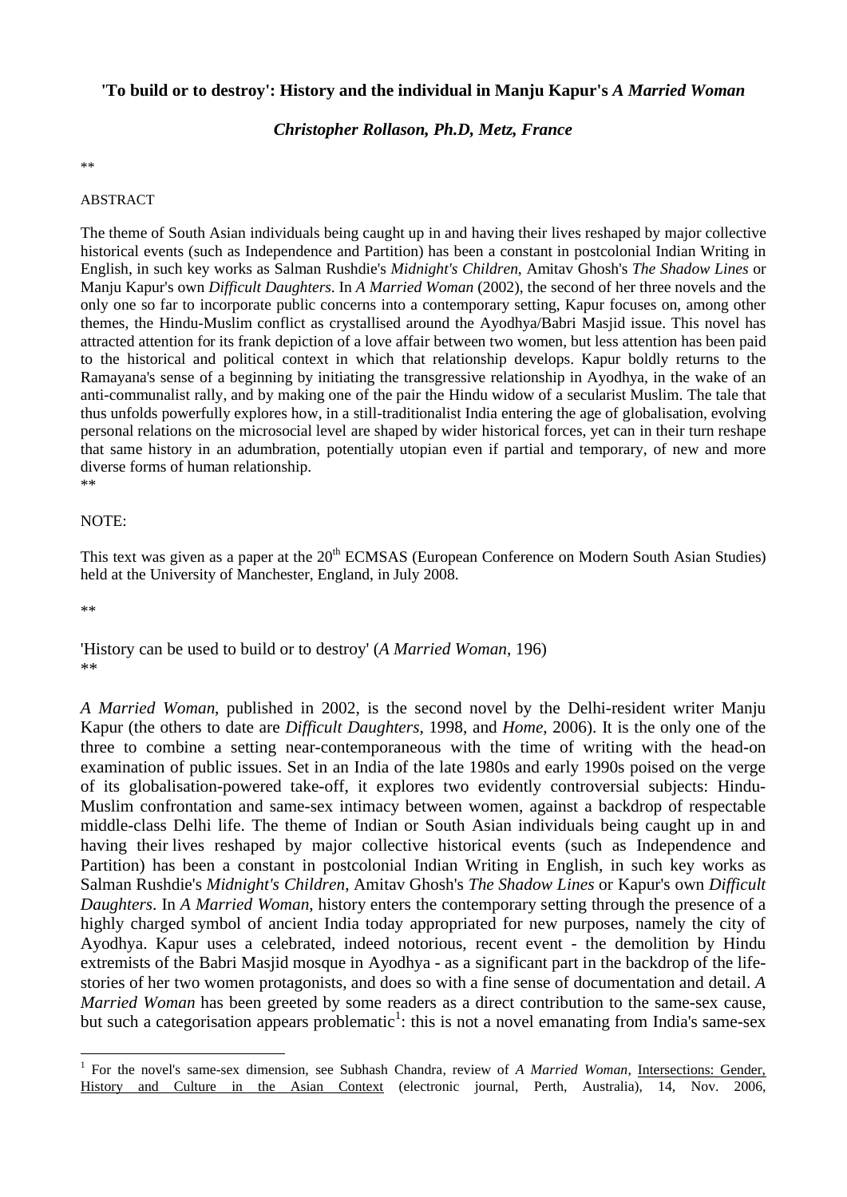**'To build or to destroy': History and the individual in Manju Kapur's *A Married Woman***

***Christopher Rollason, Ph.D, Metz, France***

**

ABSTRACT

The theme of South Asian individuals being caught up in and having their lives reshaped by major collective historical events (such as Independence and Partition) has been a constant in postcolonial Indian Writing in English, in such key works as Salman Rushdie's *Midnight's Children*, Amitav Ghosh's *The Shadow Lines* or Manju Kapur's own *Difficult Daughters*. In *A Married Woman* (2002), the second of her three novels and the only one so far to incorporate public concerns into a contemporary setting, Kapur focuses on, among other themes, the Hindu-Muslim conflict as crystallised around the Ayodhya/Babri Masjid issue. This novel has attracted attention for its frank depiction of a love affair between two women, but less attention has been paid to the historical and political context in which that relationship develops. Kapur boldly returns to the Ramayana's sense of a beginning by initiating the transgressive relationship in Ayodhya, in the wake of an anti-communalist rally, and by making one of the pair the Hindu widow of a secularist Muslim. The tale that thus unfolds powerfully explores how, in a still-traditionalist India entering the age of globalisation, evolving personal relations on the microsocial level are shaped by wider historical forces, yet can in their turn reshape that same history in an adumbration, potentially utopian even if partial and temporary, of new and more diverse forms of human relationship.

**

NOTE:

This text was given as a paper at the 20th ECMSAS (European Conference on Modern South Asian Studies) held at the University of Manchester, England, in July 2008.

**

'History can be used to build or to destroy' (*A Married Woman*, 196)

**

*A Married Woman*, published in 2002, is the second novel by the Delhi-resident writer Manju Kapur (the others to date are *Difficult Daughters*, 1998, and *Home*, 2006). It is the only one of the three to combine a setting near-contemporaneous with the time of writing with the head-on examination of public issues. Set in an India of the late 1980s and early 1990s poised on the verge of its globalisation-powered take-off, it explores two evidently controversial subjects: Hindu-Muslim confrontation and same-sex intimacy between women, against a backdrop of respectable middle-class Delhi life. The theme of Indian or South Asian individuals being caught up in and having their lives reshaped by major collective historical events (such as Independence and Partition) has been a constant in postcolonial Indian Writing in English, in such key works as Salman Rushdie's *Midnight's Children*, Amitav Ghosh's *The Shadow Lines* or Kapur's own *Difficult Daughters*. In *A Married Woman*, history enters the contemporary setting through the presence of a highly charged symbol of ancient India today appropriated for new purposes, namely the city of Ayodhya. Kapur uses a celebrated, indeed notorious, recent event - the demolition by Hindu extremists of the Babri Masjid mosque in Ayodhya - as a significant part in the backdrop of the life-stories of her two women protagonists, and does so with a fine sense of documentation and detail. *A Married Woman* has been greeted by some readers as a direct contribution to the same-sex cause, but such a categorisation appears problematic[1]: this is not a novel emanating from India's same-sex

[1] For the novel's same-sex dimension, see Subhash Chandra, review of *A Married Woman*, Intersections: Gender, History and Culture in the Asian Context (electronic journal, Perth, Australia), 14, Nov. 2006,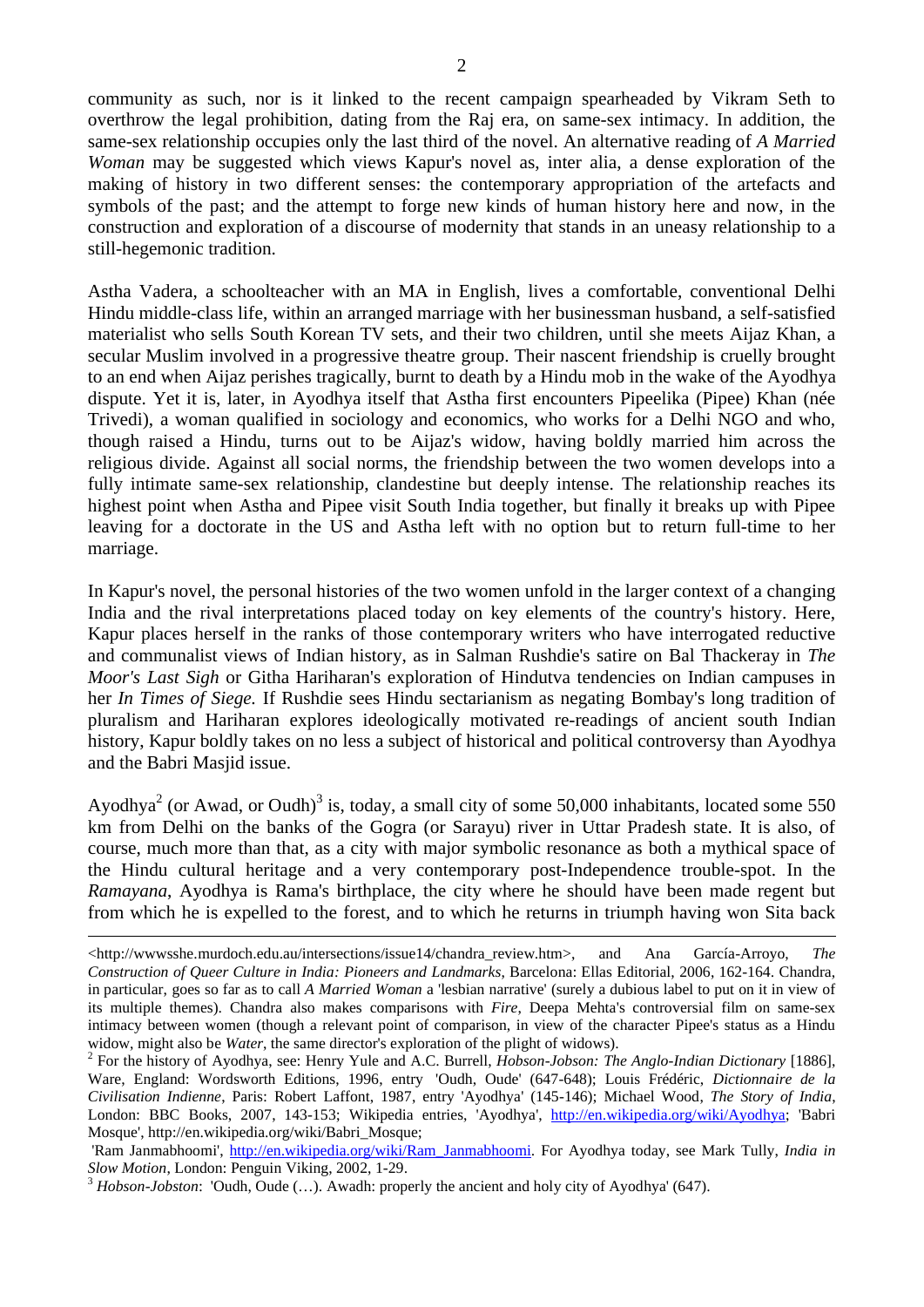community as such, nor is it linked to the recent campaign spearheaded by Vikram Seth to overthrow the legal prohibition, dating from the Raj era, on same-sex intimacy. In addition, the same-sex relationship occupies only the last third of the novel. An alternative reading of *A Married Woman* may be suggested which views Kapur's novel as, inter alia, a dense exploration of the making of history in two different senses: the contemporary appropriation of the artefacts and symbols of the past; and the attempt to forge new kinds of human history here and now, in the construction and exploration of a discourse of modernity that stands in an uneasy relationship to a still-hegemonic tradition.

Astha Vadera, a schoolteacher with an MA in English, lives a comfortable, conventional Delhi Hindu middle-class life, within an arranged marriage with her businessman husband, a self-satisfied materialist who sells South Korean TV sets, and their two children, until she meets Aijaz Khan, a secular Muslim involved in a progressive theatre group. Their nascent friendship is cruelly brought to an end when Aijaz perishes tragically, burnt to death by a Hindu mob in the wake of the Ayodhya dispute. Yet it is, later, in Ayodhya itself that Astha first encounters Pipeelika (Pipee) Khan (née Trivedi), a woman qualified in sociology and economics, who works for a Delhi NGO and who, though raised a Hindu, turns out to be Aijaz's widow, having boldly married him across the religious divide. Against all social norms, the friendship between the two women develops into a fully intimate same-sex relationship, clandestine but deeply intense. The relationship reaches its highest point when Astha and Pipee visit South India together, but finally it breaks up with Pipee leaving for a doctorate in the US and Astha left with no option but to return full-time to her marriage.

In Kapur's novel, the personal histories of the two women unfold in the larger context of a changing India and the rival interpretations placed today on key elements of the country's history. Here, Kapur places herself in the ranks of those contemporary writers who have interrogated reductive and communalist views of Indian history, as in Salman Rushdie's satire on Bal Thackeray in *The Moor's Last Sigh* or Githa Hariharan's exploration of Hindutva tendencies on Indian campuses in her *In Times of Siege.* If Rushdie sees Hindu sectarianism as negating Bombay's long tradition of pluralism and Hariharan explores ideologically motivated re-readings of ancient south Indian history, Kapur boldly takes on no less a subject of historical and political controversy than Ayodhya and the Babri Masjid issue.

Ayodhya[2] (or Awad, or Oudh)[3] is, today, a small city of some 50,000 inhabitants, located some 550 km from Delhi on the banks of the Gogra (or Sarayu) river in Uttar Pradesh state. It is also, of course, much more than that, as a city with major symbolic resonance as both a mythical space of the Hindu cultural heritage and a very contemporary post-Independence trouble-spot. In the *Ramayana*, Ayodhya is Rama's birthplace, the city where he should have been made regent but from which he is expelled to the forest, and to which he returns in triumph having won Sita back

---

<http://wwwsshe.murdoch.edu.au/intersections/issue14/chandra_review.htm>, and Ana García-Arroyo, *The Construction of Queer Culture in India: Pioneers and Landmarks*, Barcelona: Ellas Editorial, 2006, 162-164. Chandra, in particular, goes so far as to call *A Married Woman* a 'lesbian narrative' (surely a dubious label to put on it in view of its multiple themes). Chandra also makes comparisons with *Fire*, Deepa Mehta's controversial film on same-sex intimacy between women (though a relevant point of comparison, in view of the character Pipee's status as a Hindu widow, might also be *Water*, the same director's exploration of the plight of widows).

[2] For the history of Ayodhya, see: Henry Yule and A.C. Burrell, *Hobson-Jobson: The Anglo-Indian Dictionary* [1886], Ware, England: Wordsworth Editions, 1996, entry 'Oudh, Oude' (647-648); Louis Frédéric, *Dictionnaire de la Civilisation Indienne*, Paris: Robert Laffont, 1987, entry 'Ayodhya' (145-146); Michael Wood, *The Story of India*, London: BBC Books, 2007, 143-153; Wikipedia entries, 'Ayodhya', http://en.wikipedia.org/wiki/Ayodhya; 'Babri Mosque', http://en.wikipedia.org/wiki/Babri_Mosque;
'Ram Janmabhoomi', http://en.wikipedia.org/wiki/Ram_Janmabhoomi. For Ayodhya today, see Mark Tully, *India in Slow Motion*, London: Penguin Viking, 2002, 1-29.

[3] *Hobson-Jobston*: 'Oudh, Oude (…). Awadh: properly the ancient and holy city of Ayodhya' (647).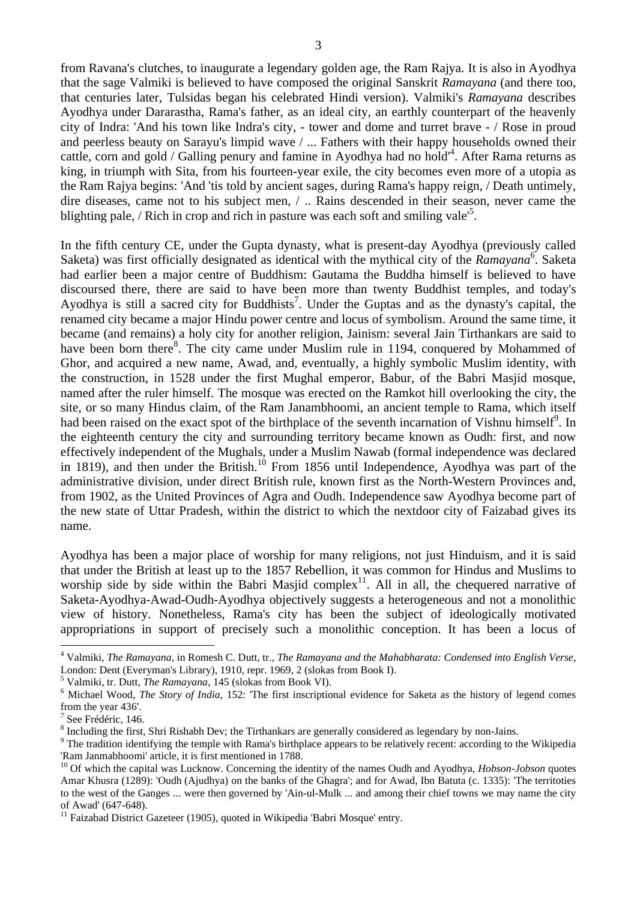from Ravana's clutches, to inaugurate a legendary golden age, the Ram Rajya. It is also in Ayodhya that the sage Valmiki is believed to have composed the original Sanskrit *Ramayana* (and there too, that centuries later, Tulsidas began his celebrated Hindi version). Valmiki's *Ramayana* describes Ayodhya under Dararastha, Rama's father, as an ideal city, an earthly counterpart of the heavenly city of Indra: 'And his town like Indra's city, - tower and dome and turret brave - / Rose in proud and peerless beauty on Sarayu's limpid wave / ... Fathers with their happy households owned their cattle, corn and gold / Galling penury and famine in Ayodhya had no hold'[4]. After Rama returns as king, in triumph with Sita, from his fourteen-year exile, the city becomes even more of a utopia as the Ram Rajya begins: 'And 'tis told by ancient sages, during Rama's happy reign, / Death untimely, dire diseases, came not to his subject men, / .. Rains descended in their season, never came the blighting pale, / Rich in crop and rich in pasture was each soft and smiling vale'[5].

In the fifth century CE, under the Gupta dynasty, what is present-day Ayodhya (previously called Saketa) was first officially designated as identical with the mythical city of the *Ramayana*[6]. Saketa had earlier been a major centre of Buddhism: Gautama the Buddha himself is believed to have discoursed there, there are said to have been more than twenty Buddhist temples, and today's Ayodhya is still a sacred city for Buddhists[7]. Under the Guptas and as the dynasty's capital, the renamed city became a major Hindu power centre and locus of symbolism. Around the same time, it became (and remains) a holy city for another religion, Jainism: several Jain Tirthankars are said to have been born there[8]. The city came under Muslim rule in 1194, conquered by Mohammed of Ghor, and acquired a new name, Awad, and, eventually, a highly symbolic Muslim identity, with the construction, in 1528 under the first Mughal emperor, Babur, of the Babri Masjid mosque, named after the ruler himself. The mosque was erected on the Ramkot hill overlooking the city, the site, or so many Hindus claim, of the Ram Janambhoomi, an ancient temple to Rama, which itself had been raised on the exact spot of the birthplace of the seventh incarnation of Vishnu himself[9]. In the eighteenth century the city and surrounding territory became known as Oudh: first, and now effectively independent of the Mughals, under a Muslim Nawab (formal independence was declared in 1819), and then under the British.[10] From 1856 until Independence, Ayodhya was part of the administrative division, under direct British rule, known first as the North-Western Provinces and, from 1902, as the United Provinces of Agra and Oudh. Independence saw Ayodhya become part of the new state of Uttar Pradesh, within the district to which the nextdoor city of Faizabad gives its name.

Ayodhya has been a major place of worship for many religions, not just Hinduism, and it is said that under the British at least up to the 1857 Rebellion, it was common for Hindus and Muslims to worship side by side within the Babri Masjid complex[11]. All in all, the chequered narrative of Saketa-Ayodhya-Awad-Oudh-Ayodhya objectively suggests a heterogeneous and not a monolithic view of history. Nonetheless, Rama's city has been the subject of ideologically motivated appropriations in support of precisely such a monolithic conception. It has been a locus of

---

[4] Valmiki, *The Ramayana*, in Romesh C. Dutt, tr., *The Ramayana and the Mahabharata: Condensed into English Verse*, London: Dent (Everyman's Library), 1910, repr. 1969, 2 (slokas from Book I).

[5] Valmiki, tr. Dutt, *The Ramayana*, 145 (slokas from Book VI).

[6] Michael Wood, *The Story of India*, 152: 'The first inscriptional evidence for Saketa as the history of legend comes from the year 436'.

[7] See Frédéric, 146.

[8] Including the first, Shri Rishabh Dev; the Tirthankars are generally considered as legendary by non-Jains.

[9] The tradition identifying the temple with Rama's birthplace appears to be relatively recent: according to the Wikipedia 'Ram Janmabhoomi' article, it is first mentioned in 1788.

[10] Of which the capital was Lucknow. Concerning the identity of the names Oudh and Ayodhya, *Hobson-Jobson* quotes Amar Khusra (1289): 'Oudh (Ajudhya) on the banks of the Ghagra'; and for Awad, Ibn Batuta (c. 1335): 'The territoties to the west of the Ganges ... were then governed by 'Ain-ul-Mulk ... and among their chief towns we may name the city of Awad' (647-648).

[11] Faizabad District Gazeteer (1905), quoted in Wikipedia 'Babri Mosque' entry.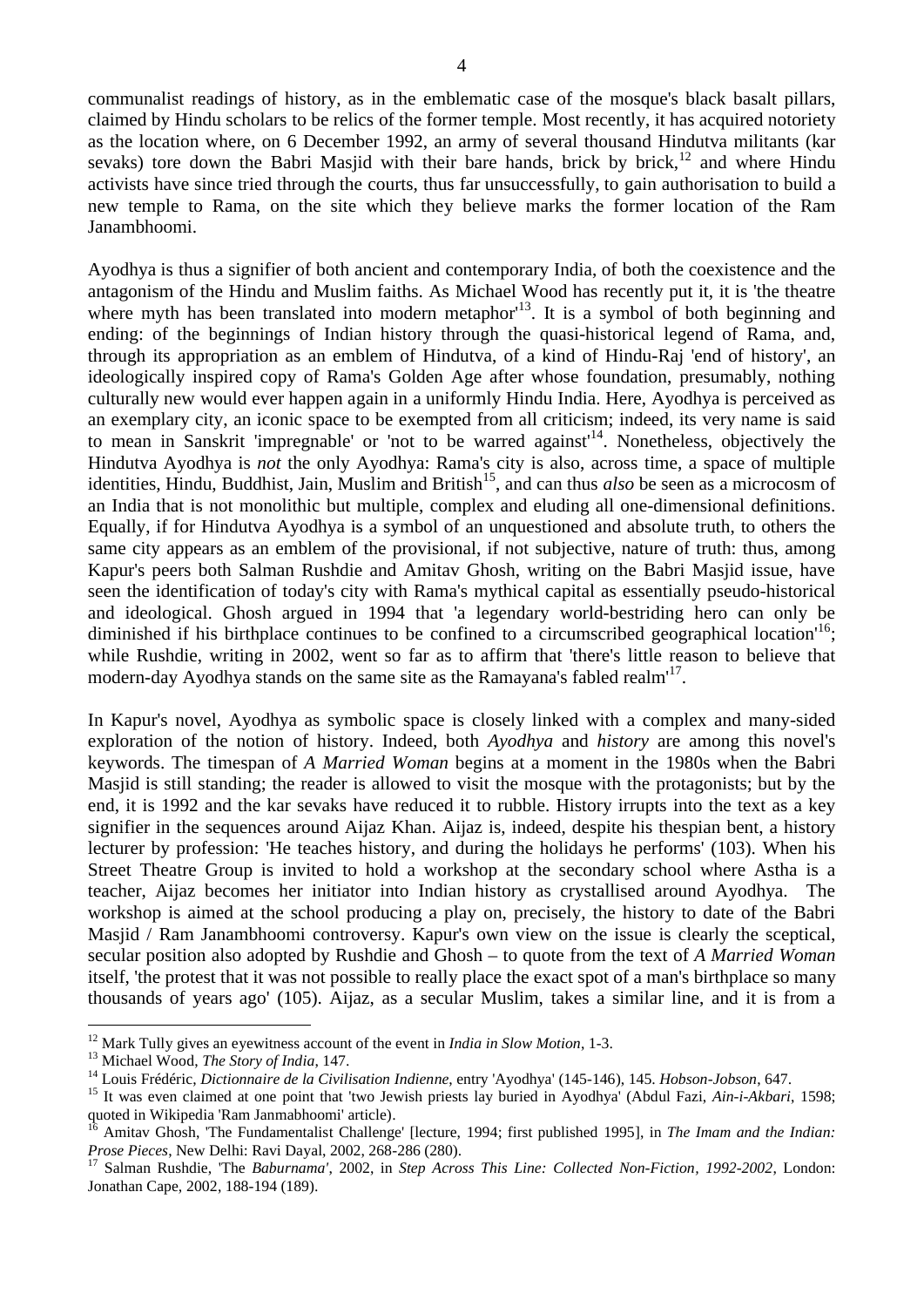communalist readings of history, as in the emblematic case of the mosque's black basalt pillars, claimed by Hindu scholars to be relics of the former temple. Most recently, it has acquired notoriety as the location where, on 6 December 1992, an army of several thousand Hindutva militants (kar sevaks) tore down the Babri Masjid with their bare hands, brick by brick,[12] and where Hindu activists have since tried through the courts, thus far unsuccessfully, to gain authorisation to build a new temple to Rama, on the site which they believe marks the former location of the Ram Janambhoomi.

Ayodhya is thus a signifier of both ancient and contemporary India, of both the coexistence and the antagonism of the Hindu and Muslim faiths. As Michael Wood has recently put it, it is 'the theatre where myth has been translated into modern metaphor'[13]. It is a symbol of both beginning and ending: of the beginnings of Indian history through the quasi-historical legend of Rama, and, through its appropriation as an emblem of Hindutva, of a kind of Hindu-Raj 'end of history', an ideologically inspired copy of Rama's Golden Age after whose foundation, presumably, nothing culturally new would ever happen again in a uniformly Hindu India. Here, Ayodhya is perceived as an exemplary city, an iconic space to be exempted from all criticism; indeed, its very name is said to mean in Sanskrit 'impregnable' or 'not to be warred against'[14]. Nonetheless, objectively the Hindutva Ayodhya is *not* the only Ayodhya: Rama's city is also, across time, a space of multiple identities, Hindu, Buddhist, Jain, Muslim and British[15], and can thus *also* be seen as a microcosm of an India that is not monolithic but multiple, complex and eluding all one-dimensional definitions. Equally, if for Hindutva Ayodhya is a symbol of an unquestioned and absolute truth, to others the same city appears as an emblem of the provisional, if not subjective, nature of truth: thus, among Kapur's peers both Salman Rushdie and Amitav Ghosh, writing on the Babri Masjid issue, have seen the identification of today's city with Rama's mythical capital as essentially pseudo-historical and ideological. Ghosh argued in 1994 that 'a legendary world-bestriding hero can only be diminished if his birthplace continues to be confined to a circumscribed geographical location'[16]; while Rushdie, writing in 2002, went so far as to affirm that 'there's little reason to believe that modern-day Ayodhya stands on the same site as the Ramayana's fabled realm'[17].

In Kapur's novel, Ayodhya as symbolic space is closely linked with a complex and many-sided exploration of the notion of history. Indeed, both *Ayodhya* and *history* are among this novel's keywords. The timespan of *A Married Woman* begins at a moment in the 1980s when the Babri Masjid is still standing; the reader is allowed to visit the mosque with the protagonists; but by the end, it is 1992 and the kar sevaks have reduced it to rubble. History irrupts into the text as a key signifier in the sequences around Aijaz Khan. Aijaz is, indeed, despite his thespian bent, a history lecturer by profession: 'He teaches history, and during the holidays he performs' (103). When his Street Theatre Group is invited to hold a workshop at the secondary school where Astha is a teacher, Aijaz becomes her initiator into Indian history as crystallised around Ayodhya. The workshop is aimed at the school producing a play on, precisely, the history to date of the Babri Masjid / Ram Janambhoomi controversy. Kapur's own view on the issue is clearly the sceptical, secular position also adopted by Rushdie and Ghosh – to quote from the text of *A Married Woman* itself, 'the protest that it was not possible to really place the exact spot of a man's birthplace so many thousands of years ago' (105). Aijaz, as a secular Muslim, takes a similar line, and it is from a

---

[12] Mark Tully gives an eyewitness account of the event in *India in Slow Motion*, 1-3.

[13] Michael Wood, *The Story of India*, 147.

[14] Louis Frédéric, *Dictionnaire de la Civilisation Indienne*, entry 'Ayodhya' (145-146), 145. *Hobson-Jobson*, 647.

[15] It was even claimed at one point that 'two Jewish priests lay buried in Ayodhya' (Abdul Fazi, *Ain-i-Akbari*, 1598; quoted in Wikipedia 'Ram Janmabhoomi' article).

[16] Amitav Ghosh, 'The Fundamentalist Challenge' [lecture, 1994; first published 1995], in *The Imam and the Indian: Prose Pieces*, New Delhi: Ravi Dayal, 2002, 268-286 (280).

[17] Salman Rushdie, 'The *Baburnama*', 2002, in *Step Across This Line: Collected Non-Fiction, 1992-2002*, London: Jonathan Cape, 2002, 188-194 (189).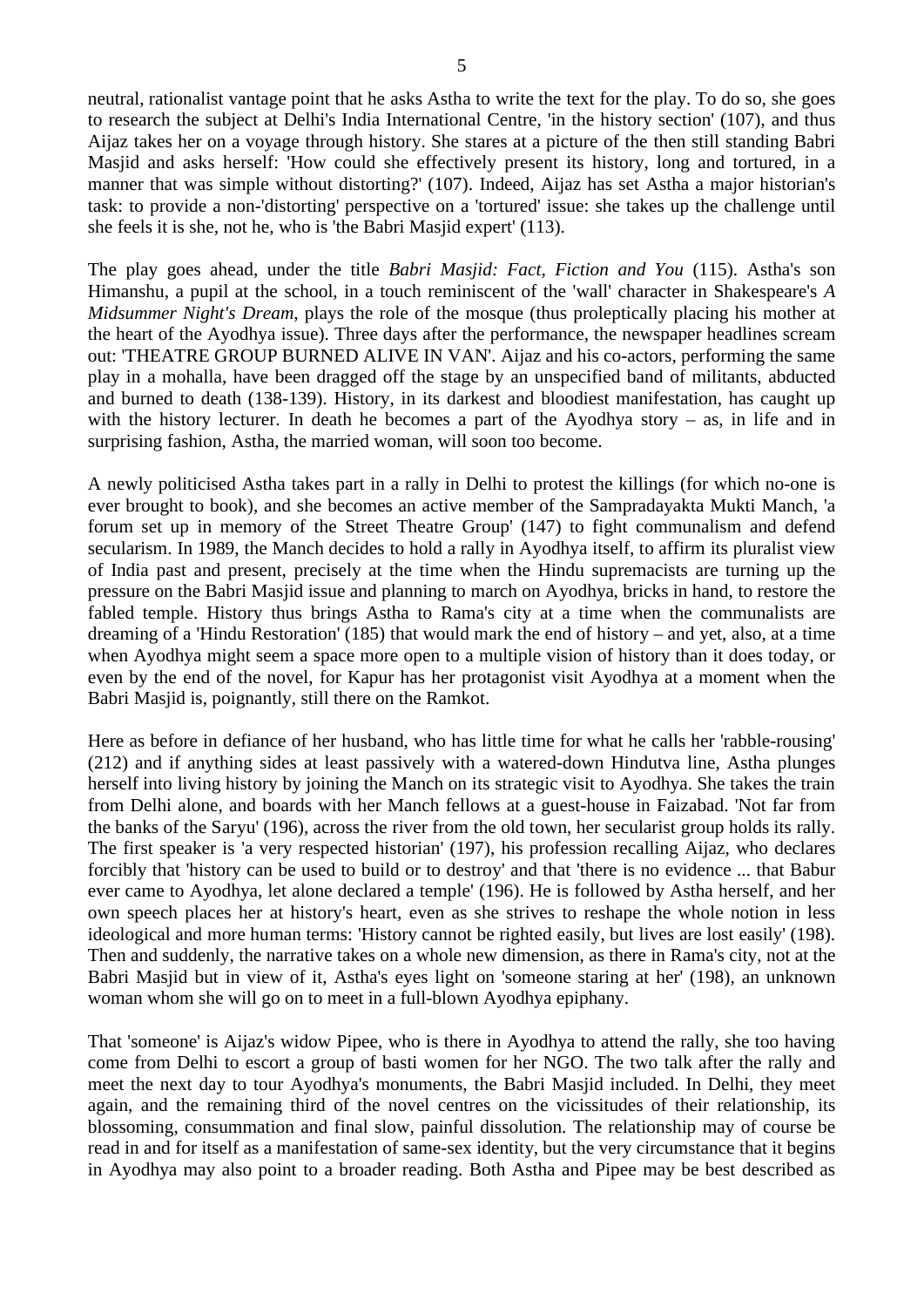neutral, rationalist vantage point that he asks Astha to write the text for the play. To do so, she goes to research the subject at Delhi's India International Centre, 'in the history section' (107), and thus Aijaz takes her on a voyage through history. She stares at a picture of the then still standing Babri Masjid and asks herself: 'How could she effectively present its history, long and tortured, in a manner that was simple without distorting?' (107). Indeed, Aijaz has set Astha a major historian's task: to provide a non-'distorting' perspective on a 'tortured' issue: she takes up the challenge until she feels it is she, not he, who is 'the Babri Masjid expert' (113).

The play goes ahead, under the title *Babri Masjid: Fact, Fiction and You* (115). Astha's son Himanshu, a pupil at the school, in a touch reminiscent of the 'wall' character in Shakespeare's *A Midsummer Night's Dream*, plays the role of the mosque (thus proleptically placing his mother at the heart of the Ayodhya issue). Three days after the performance, the newspaper headlines scream out: 'THEATRE GROUP BURNED ALIVE IN VAN'. Aijaz and his co-actors, performing the same play in a mohalla, have been dragged off the stage by an unspecified band of militants, abducted and burned to death (138-139). History, in its darkest and bloodiest manifestation, has caught up with the history lecturer. In death he becomes a part of the Ayodhya story – as, in life and in surprising fashion, Astha, the married woman, will soon too become.

A newly politicised Astha takes part in a rally in Delhi to protest the killings (for which no-one is ever brought to book), and she becomes an active member of the Sampradayakta Mukti Manch, 'a forum set up in memory of the Street Theatre Group' (147) to fight communalism and defend secularism. In 1989, the Manch decides to hold a rally in Ayodhya itself, to affirm its pluralist view of India past and present, precisely at the time when the Hindu supremacists are turning up the pressure on the Babri Masjid issue and planning to march on Ayodhya, bricks in hand, to restore the fabled temple. History thus brings Astha to Rama's city at a time when the communalists are dreaming of a 'Hindu Restoration' (185) that would mark the end of history – and yet, also, at a time when Ayodhya might seem a space more open to a multiple vision of history than it does today, or even by the end of the novel, for Kapur has her protagonist visit Ayodhya at a moment when the Babri Masjid is, poignantly, still there on the Ramkot.

Here as before in defiance of her husband, who has little time for what he calls her 'rabble-rousing' (212) and if anything sides at least passively with a watered-down Hindutva line, Astha plunges herself into living history by joining the Manch on its strategic visit to Ayodhya. She takes the train from Delhi alone, and boards with her Manch fellows at a guest-house in Faizabad. 'Not far from the banks of the Saryu' (196), across the river from the old town, her secularist group holds its rally. The first speaker is 'a very respected historian' (197), his profession recalling Aijaz, who declares forcibly that 'history can be used to build or to destroy' and that 'there is no evidence ... that Babur ever came to Ayodhya, let alone declared a temple' (196). He is followed by Astha herself, and her own speech places her at history's heart, even as she strives to reshape the whole notion in less ideological and more human terms: 'History cannot be righted easily, but lives are lost easily' (198). Then and suddenly, the narrative takes on a whole new dimension, as there in Rama's city, not at the Babri Masjid but in view of it, Astha's eyes light on 'someone staring at her' (198), an unknown woman whom she will go on to meet in a full-blown Ayodhya epiphany.

That 'someone' is Aijaz's widow Pipee, who is there in Ayodhya to attend the rally, she too having come from Delhi to escort a group of basti women for her NGO. The two talk after the rally and meet the next day to tour Ayodhya's monuments, the Babri Masjid included. In Delhi, they meet again, and the remaining third of the novel centres on the vicissitudes of their relationship, its blossoming, consummation and final slow, painful dissolution. The relationship may of course be read in and for itself as a manifestation of same-sex identity, but the very circumstance that it begins in Ayodhya may also point to a broader reading. Both Astha and Pipee may be best described as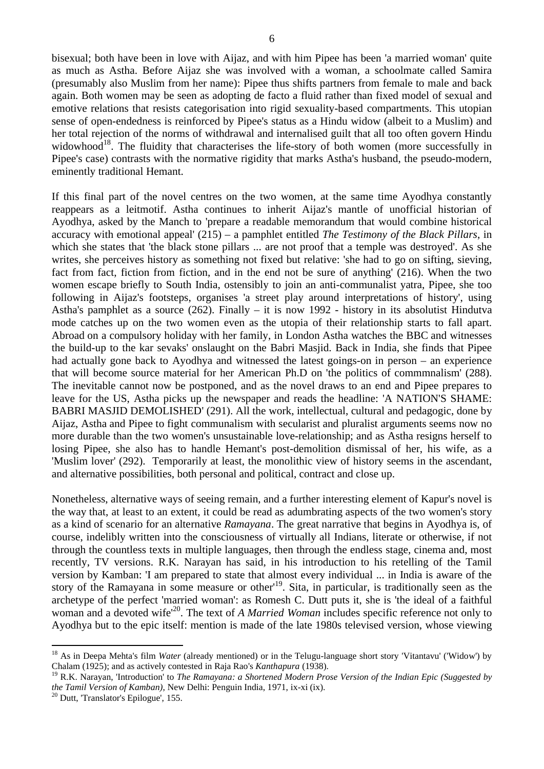bisexual; both have been in love with Aijaz, and with him Pipee has been 'a married woman' quite as much as Astha. Before Aijaz she was involved with a woman, a schoolmate called Samira (presumably also Muslim from her name): Pipee thus shifts partners from female to male and back again. Both women may be seen as adopting de facto a fluid rather than fixed model of sexual and emotive relations that resists categorisation into rigid sexuality-based compartments. This utopian sense of open-endedness is reinforced by Pipee's status as a Hindu widow (albeit to a Muslim) and her total rejection of the norms of withdrawal and internalised guilt that all too often govern Hindu widowhood[18]. The fluidity that characterises the life-story of both women (more successfully in Pipee's case) contrasts with the normative rigidity that marks Astha's husband, the pseudo-modern, eminently traditional Hemant.

If this final part of the novel centres on the two women, at the same time Ayodhya constantly reappears as a leitmotif. Astha continues to inherit Aijaz's mantle of unofficial historian of Ayodhya, asked by the Manch to 'prepare a readable memorandum that would combine historical accuracy with emotional appeal' (215) – a pamphlet entitled *The Testimony of the Black Pillars*, in which she states that 'the black stone pillars ... are not proof that a temple was destroyed'. As she writes, she perceives history as something not fixed but relative: 'she had to go on sifting, sieving, fact from fact, fiction from fiction, and in the end not be sure of anything' (216). When the two women escape briefly to South India, ostensibly to join an anti-communalist yatra, Pipee, she too following in Aijaz's footsteps, organises 'a street play around interpretations of history', using Astha's pamphlet as a source (262). Finally – it is now 1992 - history in its absolutist Hindutva mode catches up on the two women even as the utopia of their relationship starts to fall apart. Abroad on a compulsory holiday with her family, in London Astha watches the BBC and witnesses the build-up to the kar sevaks' onslaught on the Babri Masjid. Back in India, she finds that Pipee had actually gone back to Ayodhya and witnessed the latest goings-on in person – an experience that will become source material for her American Ph.D on 'the politics of commmnalism' (288). The inevitable cannot now be postponed, and as the novel draws to an end and Pipee prepares to leave for the US, Astha picks up the newspaper and reads the headline: 'A NATION'S SHAME: BABRI MASJID DEMOLISHED' (291). All the work, intellectual, cultural and pedagogic, done by Aijaz, Astha and Pipee to fight communalism with secularist and pluralist arguments seems now no more durable than the two women's unsustainable love-relationship; and as Astha resigns herself to losing Pipee, she also has to handle Hemant's post-demolition dismissal of her, his wife, as a 'Muslim lover' (292). Temporarily at least, the monolithic view of history seems in the ascendant, and alternative possibilities, both personal and political, contract and close up.

Nonetheless, alternative ways of seeing remain, and a further interesting element of Kapur's novel is the way that, at least to an extent, it could be read as adumbrating aspects of the two women's story as a kind of scenario for an alternative *Ramayana*. The great narrative that begins in Ayodhya is, of course, indelibly written into the consciousness of virtually all Indians, literate or otherwise, if not through the countless texts in multiple languages, then through the endless stage, cinema and, most recently, TV versions. R.K. Narayan has said, in his introduction to his retelling of the Tamil version by Kamban: 'I am prepared to state that almost every individual ... in India is aware of the story of the Ramayana in some measure or other'[19]. Sita, in particular, is traditionally seen as the archetype of the perfect 'married woman': as Romesh C. Dutt puts it, she is 'the ideal of a faithful woman and a devoted wife'[20]. The text of *A Married Woman* includes specific reference not only to Ayodhya but to the epic itself: mention is made of the late 1980s televised version, whose viewing

---

[18] As in Deepa Mehta's film *Water* (already mentioned) or in the Telugu-language short story 'Vitantavu' ('Widow') by Chalam (1925); and as actively contested in Raja Rao's *Kanthapura* (1938).

[19] R.K. Narayan, 'Introduction' to *The Ramayana: a Shortened Modern Prose Version of the Indian Epic (Suggested by the Tamil Version of Kamban)*, New Delhi: Penguin India, 1971, ix-xi (ix).

[20] Dutt, 'Translator's Epilogue', 155.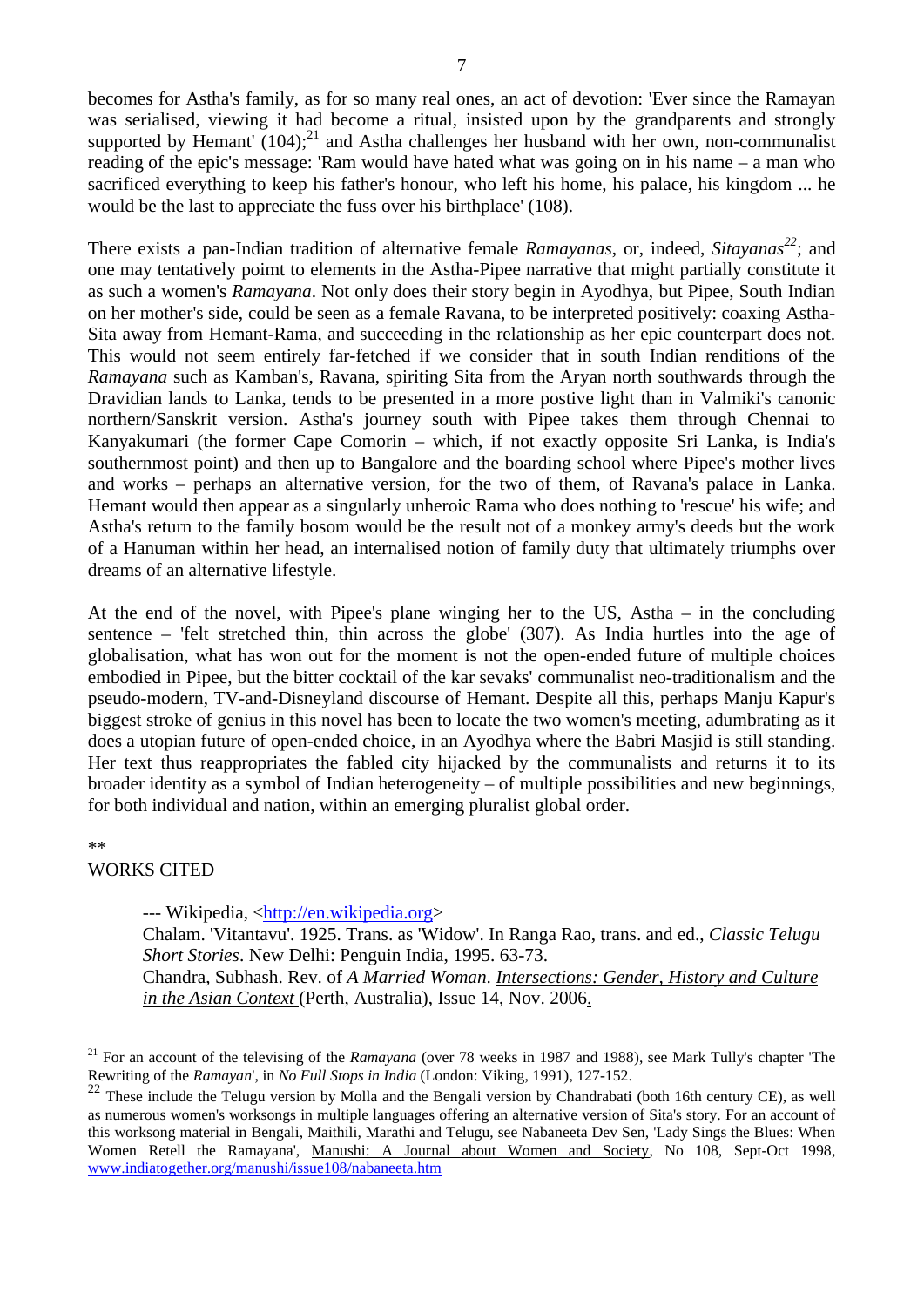becomes for Astha's family, as for so many real ones, an act of devotion: 'Ever since the Ramayan was serialised, viewing it had become a ritual, insisted upon by the grandparents and strongly supported by Hemant' (104);[21] and Astha challenges her husband with her own, non-communalist reading of the epic's message: 'Ram would have hated what was going on in his name – a man who sacrificed everything to keep his father's honour, who left his home, his palace, his kingdom ... he would be the last to appreciate the fuss over his birthplace' (108).

There exists a pan-Indian tradition of alternative female *Ramayanas*, or, indeed, *Sitayanas*[22]; and one may tentatively poimt to elements in the Astha-Pipee narrative that might partially constitute it as such a women's *Ramayana*. Not only does their story begin in Ayodhya, but Pipee, South Indian on her mother's side, could be seen as a female Ravana, to be interpreted positively: coaxing Astha-Sita away from Hemant-Rama, and succeeding in the relationship as her epic counterpart does not. This would not seem entirely far-fetched if we consider that in south Indian renditions of the *Ramayana* such as Kamban's, Ravana, spiriting Sita from the Aryan north southwards through the Dravidian lands to Lanka, tends to be presented in a more postive light than in Valmiki's canonic northern/Sanskrit version. Astha's journey south with Pipee takes them through Chennai to Kanyakumari (the former Cape Comorin – which, if not exactly opposite Sri Lanka, is India's southernmost point) and then up to Bangalore and the boarding school where Pipee's mother lives and works – perhaps an alternative version, for the two of them, of Ravana's palace in Lanka. Hemant would then appear as a singularly unheroic Rama who does nothing to 'rescue' his wife; and Astha's return to the family bosom would be the result not of a monkey army's deeds but the work of a Hanuman within her head, an internalised notion of family duty that ultimately triumphs over dreams of an alternative lifestyle.

At the end of the novel, with Pipee's plane winging her to the US, Astha – in the concluding sentence – 'felt stretched thin, thin across the globe' (307). As India hurtles into the age of globalisation, what has won out for the moment is not the open-ended future of multiple choices embodied in Pipee, but the bitter cocktail of the kar sevaks' communalist neo-traditionalism and the pseudo-modern, TV-and-Disneyland discourse of Hemant. Despite all this, perhaps Manju Kapur's biggest stroke of genius in this novel has been to locate the two women's meeting, adumbrating as it does a utopian future of open-ended choice, in an Ayodhya where the Babri Masjid is still standing. Her text thus reappropriates the fabled city hijacked by the communalists and returns it to its broader identity as a symbol of Indian heterogeneity – of multiple possibilities and new beginnings, for both individual and nation, within an emerging pluralist global order.

**

## WORKS CITED

--- Wikipedia, <http://en.wikipedia.org>

Chalam. 'Vitantavu'. 1925. Trans. as 'Widow'. In Ranga Rao, trans. and ed., *Classic Telugu Short Stories*. New Delhi: Penguin India, 1995. 63-73.

Chandra, Subhash. Rev. of *A Married Woman*. *Intersections: Gender, History and Culture in the Asian Context* (Perth, Australia), Issue 14, Nov. 2006.

---

[21] For an account of the televising of the *Ramayana* (over 78 weeks in 1987 and 1988), see Mark Tully's chapter 'The Rewriting of the *Ramayan*', in *No Full Stops in India* (London: Viking, 1991), 127-152.

[22] These include the Telugu version by Molla and the Bengali version by Chandrabati (both 16th century CE), as well as numerous women's worksongs in multiple languages offering an alternative version of Sita's story. For an account of this worksong material in Bengali, Maithili, Marathi and Telugu, see Nabaneeta Dev Sen, 'Lady Sings the Blues: When Women Retell the Ramayana', Manushi: A Journal about Women and Society, No 108, Sept-Oct 1998, www.indiatogether.org/manushi/issue108/nabaneeta.htm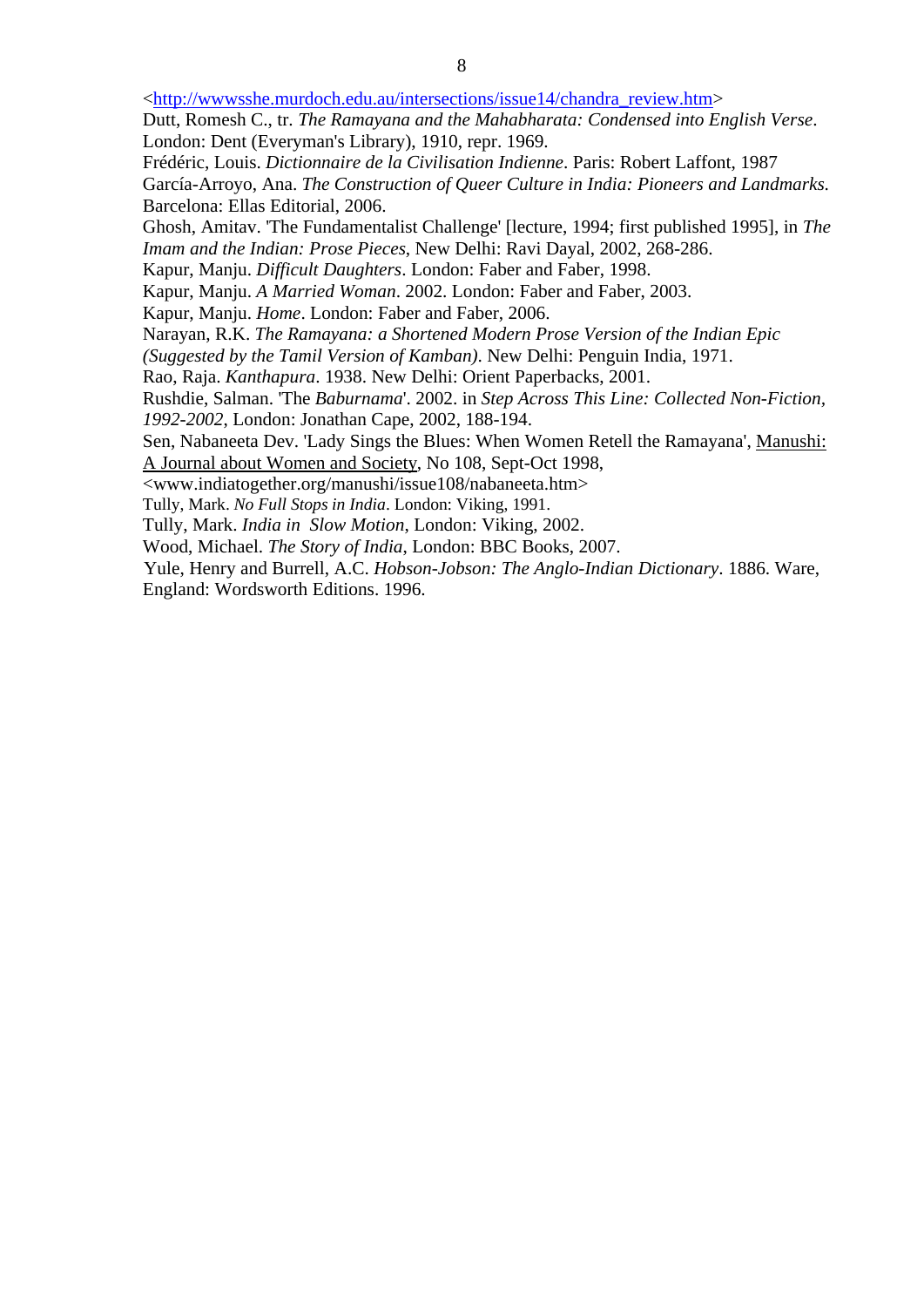<http://wwwsshe.murdoch.edu.au/intersections/issue14/chandra_review.htm>

Dutt, Romesh C., tr. *The Ramayana and the Mahabharata: Condensed into English Verse*. London: Dent (Everyman's Library), 1910, repr. 1969.

Frédéric, Louis. *Dictionnaire de la Civilisation Indienne*. Paris: Robert Laffont, 1987

García-Arroyo, Ana. *The Construction of Queer Culture in India: Pioneers and Landmarks.* Barcelona: Ellas Editorial, 2006.

Ghosh, Amitav. 'The Fundamentalist Challenge' [lecture, 1994; first published 1995], in *The Imam and the Indian: Prose Pieces*, New Delhi: Ravi Dayal, 2002, 268-286.

Kapur, Manju. *Difficult Daughters*. London: Faber and Faber, 1998.

Kapur, Manju. *A Married Woman*. 2002. London: Faber and Faber, 2003.

Kapur, Manju. *Home*. London: Faber and Faber, 2006.

Narayan, R.K. *The Ramayana: a Shortened Modern Prose Version of the Indian Epic (Suggested by the Tamil Version of Kamban)*. New Delhi: Penguin India, 1971.

Rao, Raja. *Kanthapura*. 1938. New Delhi: Orient Paperbacks, 2001.

Rushdie, Salman. 'The *Baburnama*'. 2002. in *Step Across This Line: Collected Non-Fiction, 1992-2002*, London: Jonathan Cape, 2002, 188-194.

Sen, Nabaneeta Dev. 'Lady Sings the Blues: When Women Retell the Ramayana', Manushi: A Journal about Women and Society, No 108, Sept-Oct 1998, <www.indiatogether.org/manushi/issue108/nabaneeta.htm>

Tully, Mark. *No Full Stops in India*. London: Viking, 1991.

Tully, Mark. *India in Slow Motion*, London: Viking, 2002.

Wood, Michael. *The Story of India*, London: BBC Books, 2007.

Yule, Henry and Burrell, A.C. *Hobson-Jobson: The Anglo-Indian Dictionary*. 1886. Ware, England: Wordsworth Editions. 1996.